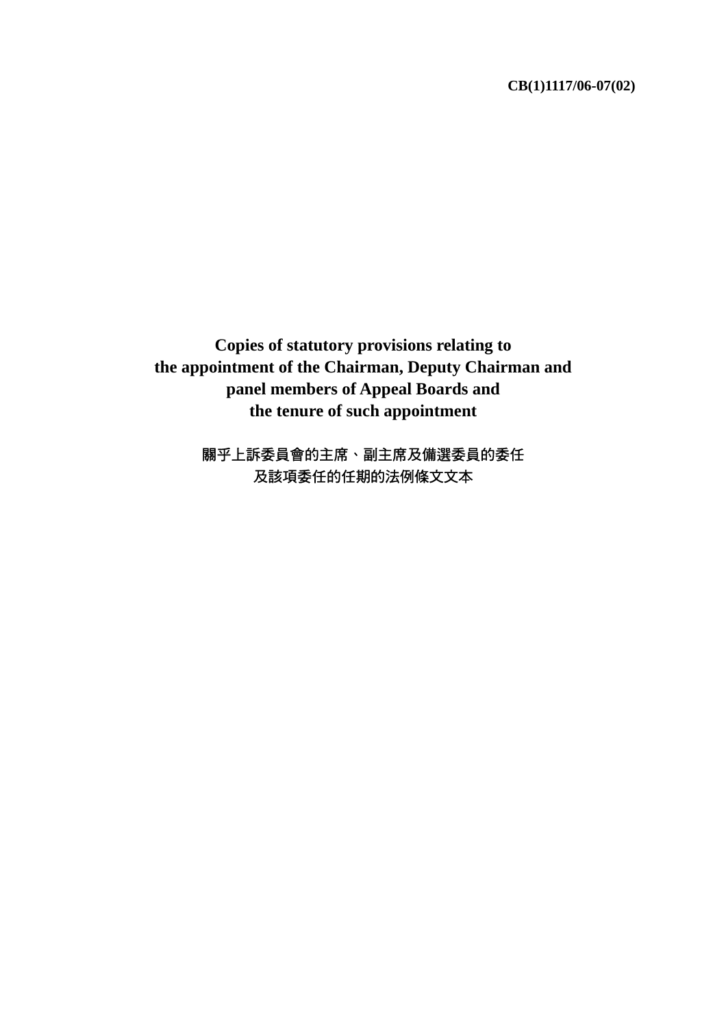CB(1)1117/06-07(02)

# Copies of statutory provisions relating to the appointment of the Chairman, Deputy Chairman and panel members of Appeal Boards and the tenure of such appointment

## 關乎上訴委員會的主席、副主席及備選委員的委任及該項委任的任期的法例條文文本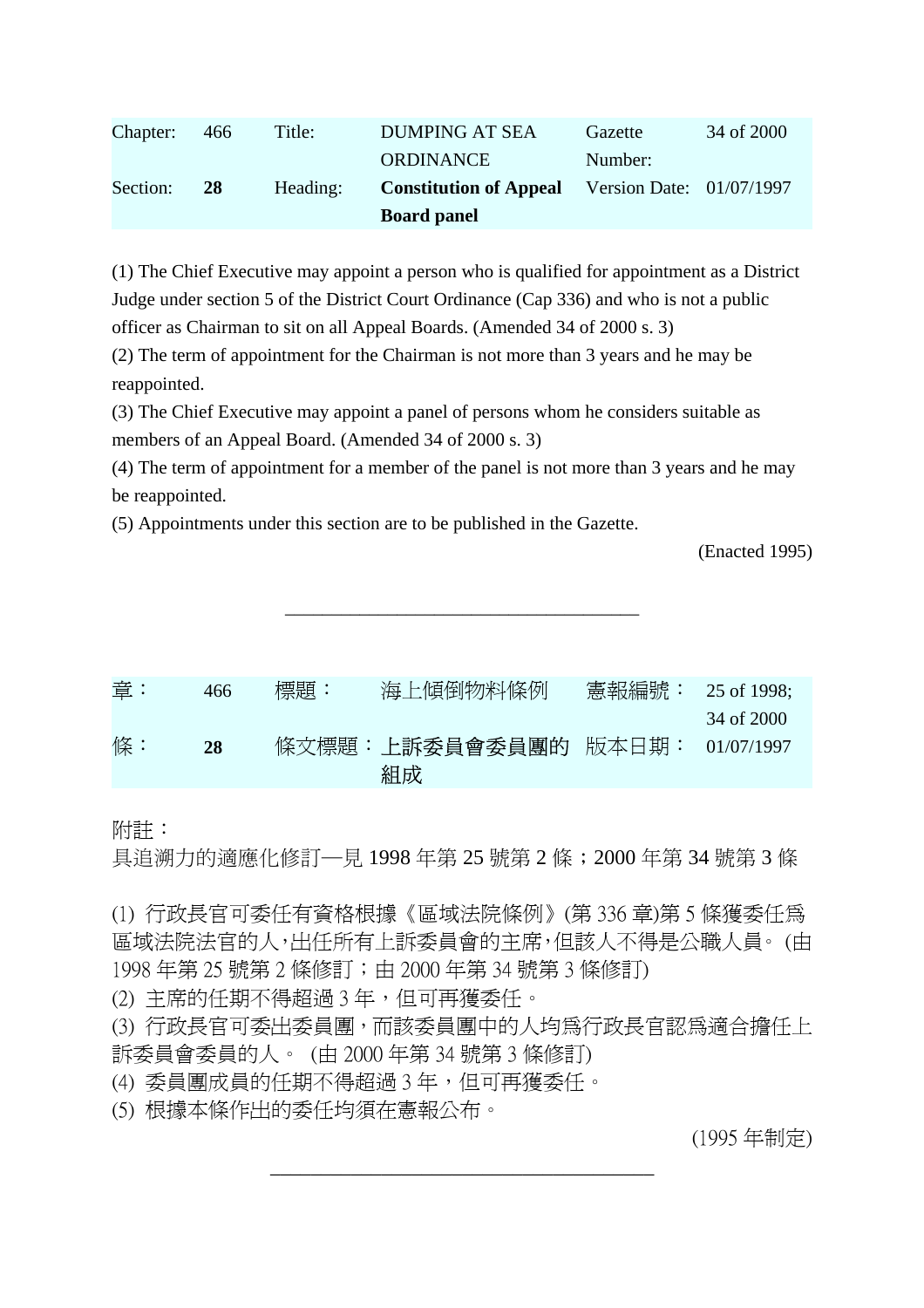| Chapter: | 466 | Title: | DUMPING AT SEA ORDINANCE | Gazette Number: | 34 of 2000 |
|---|---|---|---|---|---|
| Section: | **28** | Heading: | **Constitution of Appeal Board panel** | Version Date: | 01/07/1997 |

(1) The Chief Executive may appoint a person who is qualified for appointment as a District Judge under section 5 of the District Court Ordinance (Cap 336) and who is not a public officer as Chairman to sit on all Appeal Boards. (Amended 34 of 2000 s. 3)
(2) The term of appointment for the Chairman is not more than 3 years and he may be reappointed.
(3) The Chief Executive may appoint a panel of persons whom he considers suitable as members of an Appeal Board. (Amended 34 of 2000 s. 3)
(4) The term of appointment for a member of the panel is not more than 3 years and he may be reappointed.
(5) Appointments under this section are to be published in the Gazette.

(Enacted 1995)

---

| 章： | 466 | 標題： | 海上傾倒物料條例 | 憲報編號： | 25 of 1998; 34 of 2000 |
|---|---|---|---|---|---|
| 條： | **28** | 條文標題： | **上訴委員會委員團的組成** | 版本日期： | 01/07/1997 |

附註：
具追溯力的適應化修訂—見 1998 年第 25 號第 2 條；2000 年第 34 號第 3 條

(1) 行政長官可委任有資格根據《區域法院條例》(第 336 章)第 5 條獲委任爲區域法院法官的人,出任所有上訴委員會的主席,但該人不得是公職人員。 (由 1998 年第 25 號第 2 條修訂；由 2000 年第 34 號第 3 條修訂)
(2) 主席的任期不得超過 3 年，但可再獲委任。
(3) 行政長官可委出委員團，而該委員團中的人均爲行政長官認爲適合擔任上訴委員會委員的人。 (由 2000 年第 34 號第 3 條修訂)
(4) 委員團成員的任期不得超過 3 年，但可再獲委任。
(5) 根據本條作出的委任均須在憲報公布。

(1995 年制定)

---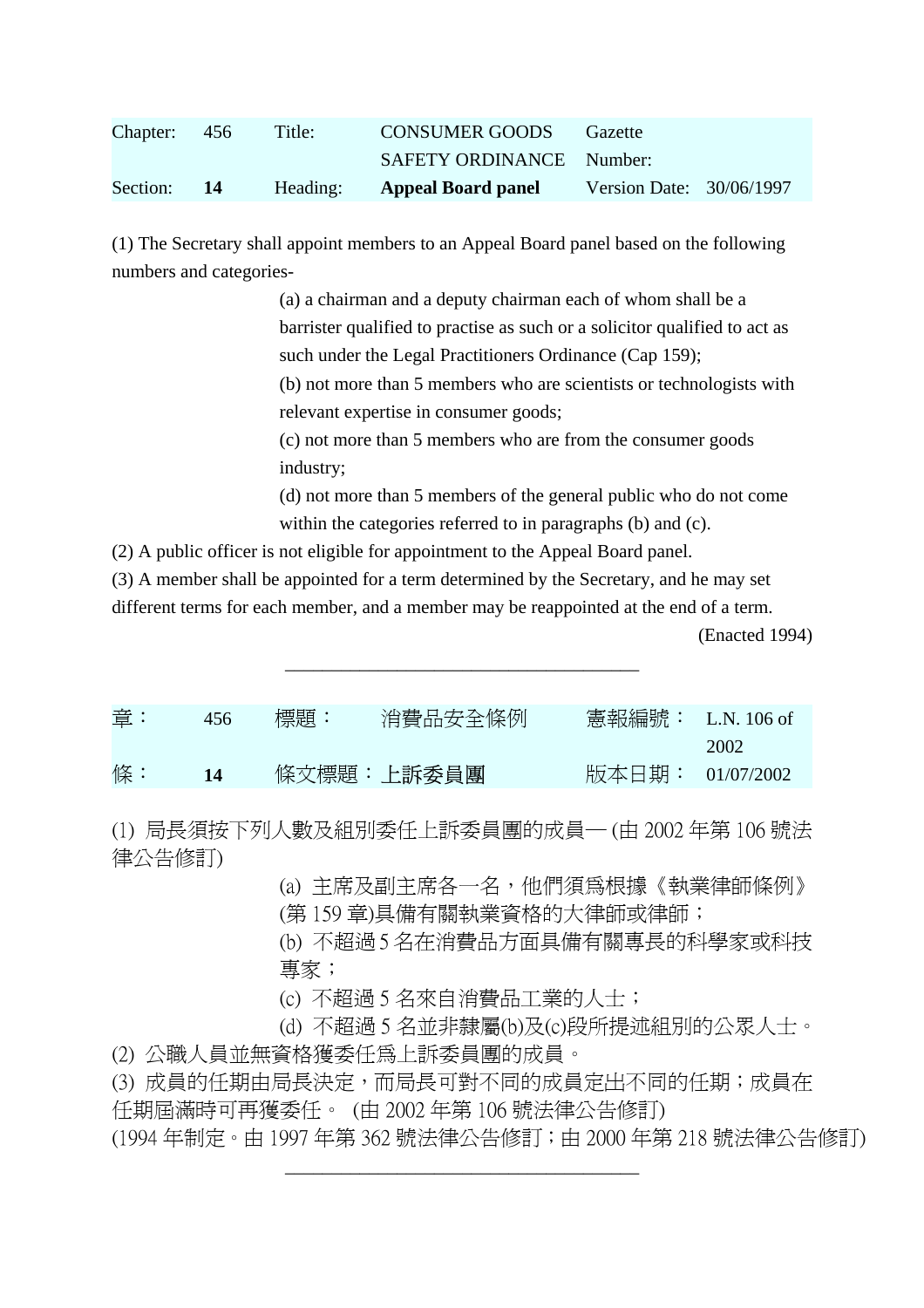| Chapter: | 456 | Title: | CONSUMER GOODS SAFETY ORDINANCE | Gazette Number: | |
|---|---|---|---|---|---|
| Section: | **14** | Heading: | **Appeal Board panel** | Version Date: | 30/06/1997 |

(1) The Secretary shall appoint members to an Appeal Board panel based on the following numbers and categories-

(a) a chairman and a deputy chairman each of whom shall be a barrister qualified to practise as such or a solicitor qualified to act as such under the Legal Practitioners Ordinance (Cap 159);

(b) not more than 5 members who are scientists or technologists with relevant expertise in consumer goods;

(c) not more than 5 members who are from the consumer goods industry;

(d) not more than 5 members of the general public who do not come within the categories referred to in paragraphs (b) and (c).

(2) A public officer is not eligible for appointment to the Appeal Board panel.

(3) A member shall be appointed for a term determined by the Secretary, and he may set different terms for each member, and a member may be reappointed at the end of a term.

(Enacted 1994)

---

| 章： | 456 | 標題： | 消費品安全條例 | 憲報編號： | L.N. 106 of 2002 |
|---|---|---|---|---|---|
| 條： | **14** | 條文標題： | **上訴委員團** | 版本日期： | 01/07/2002 |

(1) 局長須按下列人數及組別委任上訴委員團的成員— (由 2002 年第 106 號法律公告修訂)

(a) 主席及副主席各一名，他們須為根據《執業律師條例》(第 159 章)具備有關執業資格的大律師或律師；

(b) 不超過 5 名在消費品方面具備有關專長的科學家或科技專家；

(c) 不超過 5 名來自消費品工業的人士；

(d) 不超過 5 名並非隸屬(b)及(c)段所提述組別的公眾人士。

(2) 公職人員並無資格獲委任為上訴委員團的成員。

(3) 成員的任期由局長決定，而局長可對不同的成員定出不同的任期；成員在任期屆滿時可再獲委任。 (由 2002 年第 106 號法律公告修訂)

(1994 年制定。由 1997 年第 362 號法律公告修訂；由 2000 年第 218 號法律公告修訂)

---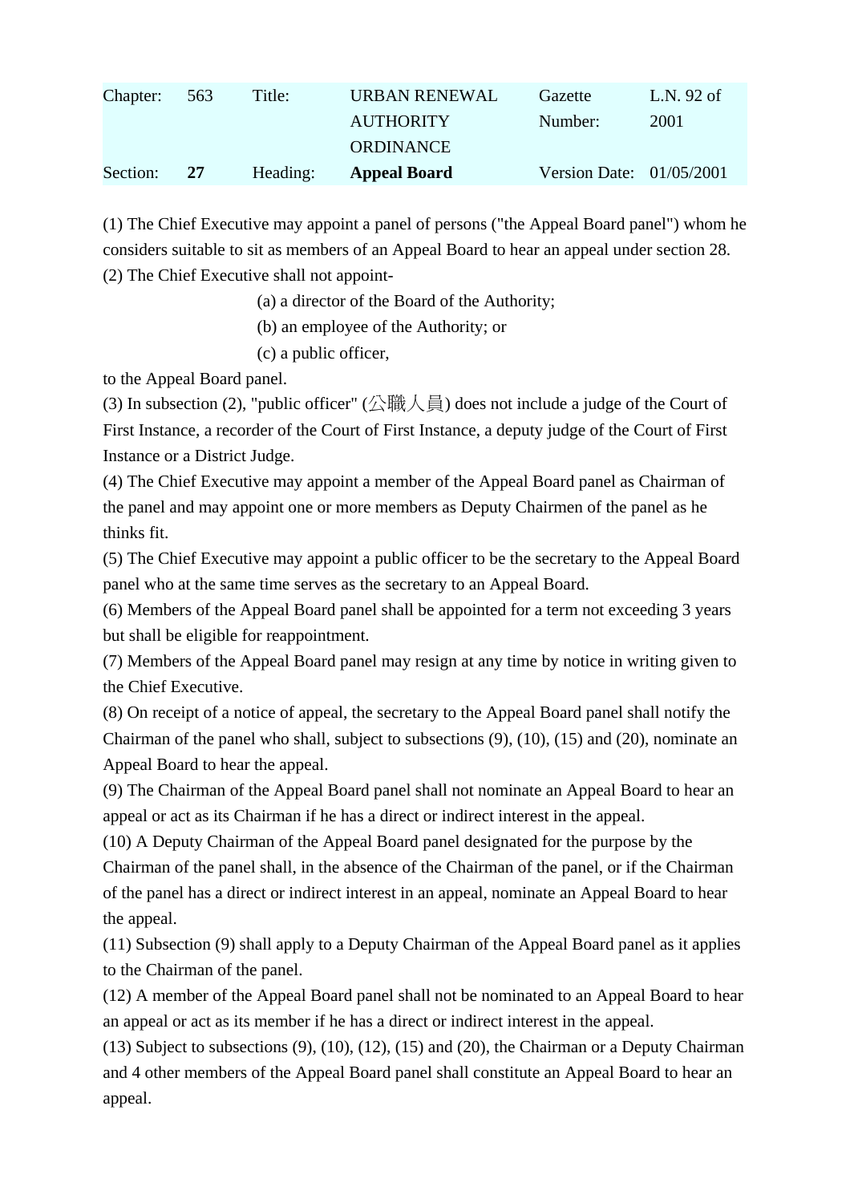| Chapter: | 563 | Title: | URBAN RENEWAL AUTHORITY ORDINANCE | Gazette Number: | L.N. 92 of 2001 |
|---|---|---|---|---|---|
| Section: | **27** | Heading: | **Appeal Board** | Version Date: | 01/05/2001 |

(1) The Chief Executive may appoint a panel of persons ("the Appeal Board panel") whom he considers suitable to sit as members of an Appeal Board to hear an appeal under section 28.

(2) The Chief Executive shall not appoint-

- (a) a director of the Board of the Authority;
- (b) an employee of the Authority; or
- (c) a public officer,

to the Appeal Board panel.

(3) In subsection (2), "public officer" (公職人員) does not include a judge of the Court of First Instance, a recorder of the Court of First Instance, a deputy judge of the Court of First Instance or a District Judge.

(4) The Chief Executive may appoint a member of the Appeal Board panel as Chairman of the panel and may appoint one or more members as Deputy Chairmen of the panel as he thinks fit.

(5) The Chief Executive may appoint a public officer to be the secretary to the Appeal Board panel who at the same time serves as the secretary to an Appeal Board.

(6) Members of the Appeal Board panel shall be appointed for a term not exceeding 3 years but shall be eligible for reappointment.

(7) Members of the Appeal Board panel may resign at any time by notice in writing given to the Chief Executive.

(8) On receipt of a notice of appeal, the secretary to the Appeal Board panel shall notify the Chairman of the panel who shall, subject to subsections (9), (10), (15) and (20), nominate an Appeal Board to hear the appeal.

(9) The Chairman of the Appeal Board panel shall not nominate an Appeal Board to hear an appeal or act as its Chairman if he has a direct or indirect interest in the appeal.

(10) A Deputy Chairman of the Appeal Board panel designated for the purpose by the Chairman of the panel shall, in the absence of the Chairman of the panel, or if the Chairman of the panel has a direct or indirect interest in an appeal, nominate an Appeal Board to hear the appeal.

(11) Subsection (9) shall apply to a Deputy Chairman of the Appeal Board panel as it applies to the Chairman of the panel.

(12) A member of the Appeal Board panel shall not be nominated to an Appeal Board to hear an appeal or act as its member if he has a direct or indirect interest in the appeal.

(13) Subject to subsections (9), (10), (12), (15) and (20), the Chairman or a Deputy Chairman and 4 other members of the Appeal Board panel shall constitute an Appeal Board to hear an appeal.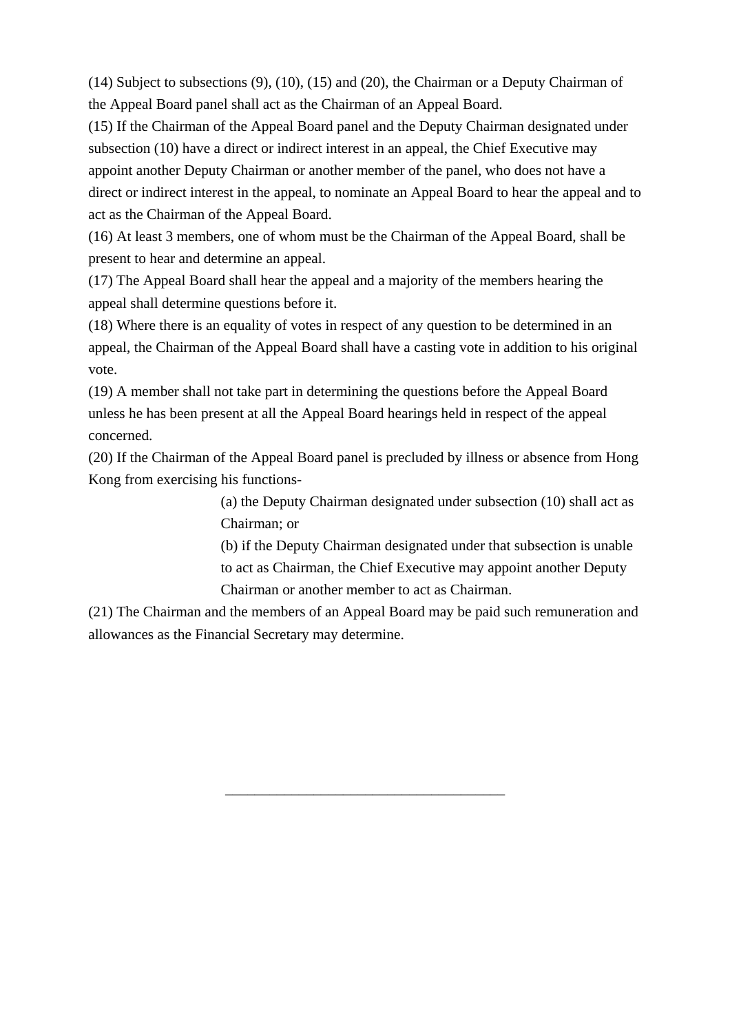(14) Subject to subsections (9), (10), (15) and (20), the Chairman or a Deputy Chairman of the Appeal Board panel shall act as the Chairman of an Appeal Board.

(15) If the Chairman of the Appeal Board panel and the Deputy Chairman designated under subsection (10) have a direct or indirect interest in an appeal, the Chief Executive may appoint another Deputy Chairman or another member of the panel, who does not have a direct or indirect interest in the appeal, to nominate an Appeal Board to hear the appeal and to act as the Chairman of the Appeal Board.

(16) At least 3 members, one of whom must be the Chairman of the Appeal Board, shall be present to hear and determine an appeal.

(17) The Appeal Board shall hear the appeal and a majority of the members hearing the appeal shall determine questions before it.

(18) Where there is an equality of votes in respect of any question to be determined in an appeal, the Chairman of the Appeal Board shall have a casting vote in addition to his original vote.

(19) A member shall not take part in determining the questions before the Appeal Board unless he has been present at all the Appeal Board hearings held in respect of the appeal concerned.

(20) If the Chairman of the Appeal Board panel is precluded by illness or absence from Hong Kong from exercising his functions-

> (a) the Deputy Chairman designated under subsection (10) shall act as Chairman; or
>
> (b) if the Deputy Chairman designated under that subsection is unable to act as Chairman, the Chief Executive may appoint another Deputy Chairman or another member to act as Chairman.

(21) The Chairman and the members of an Appeal Board may be paid such remuneration and allowances as the Financial Secretary may determine.

---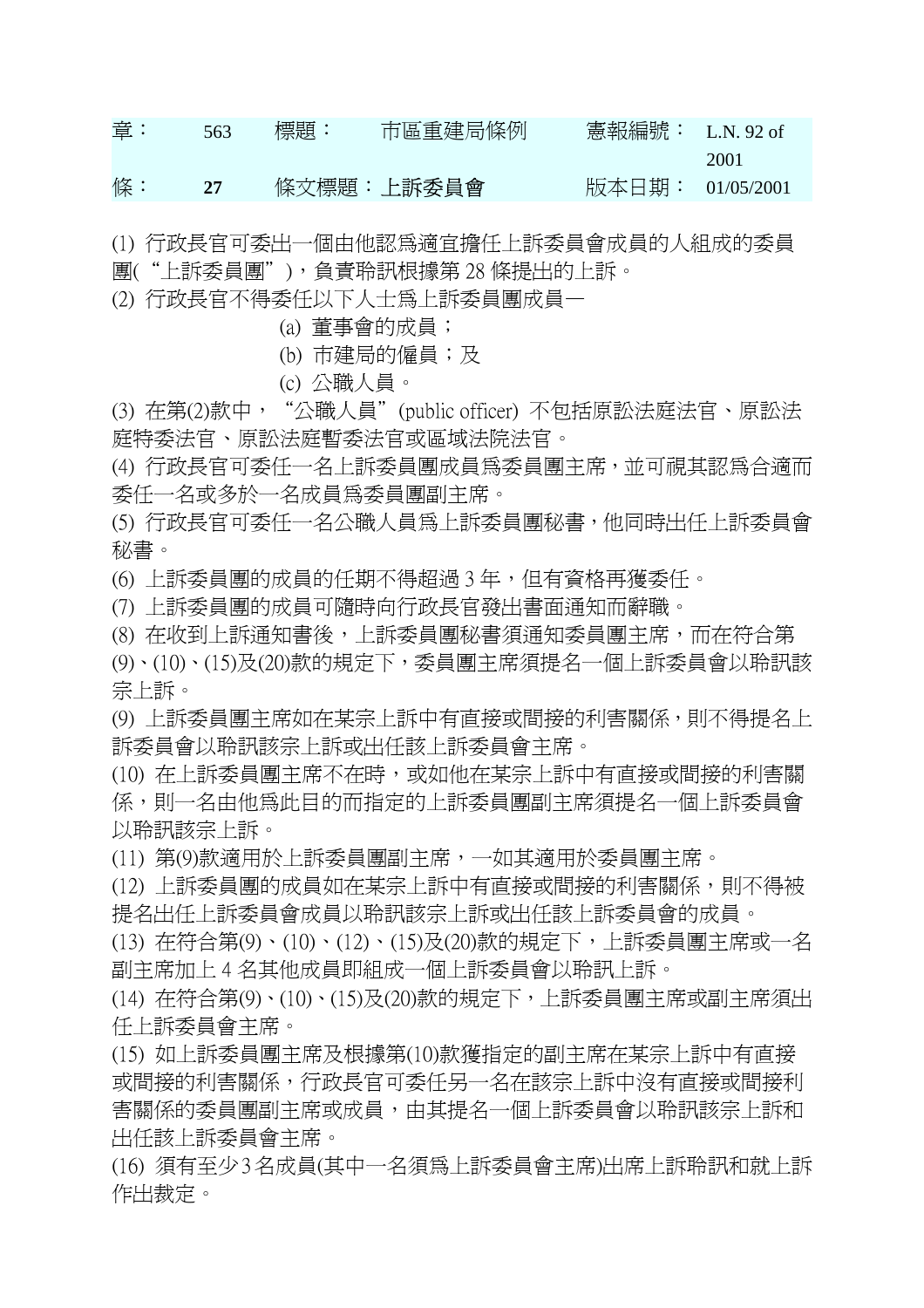| 章： | 563 | 標題： | 市區重建局條例 | 憲報編號： | L.N. 92 of 2001 |
| --- | --- | --- | --- | --- | --- |
| 條： | **27** | 條文標題： | **上訴委員會** | 版本日期： | 01/05/2001 |

(1) 行政長官可委出一個由他認爲適宜擔任上訴委員會成員的人組成的委員團(“上訴委員團”)，負責聆訊根據第 28 條提出的上訴。

(2) 行政長官不得委任以下人士爲上訴委員團成員—

(a) 董事會的成員；

(b) 市建局的僱員；及

(c) 公職人員。

(3) 在第(2)款中，“公職人員”(public officer) 不包括原訟法庭法官、原訟法庭特委法官、原訟法庭暫委法官或區域法院法官。

(4) 行政長官可委任一名上訴委員團成員爲委員團主席，並可視其認爲合適而委任一名或多於一名成員爲委員團副主席。

(5) 行政長官可委任一名公職人員爲上訴委員團秘書，他同時出任上訴委員會秘書。

(6) 上訴委員團的成員的任期不得超過 3 年，但有資格再獲委任。

(7) 上訴委員團的成員可隨時向行政長官發出書面通知而辭職。

(8) 在收到上訴通知書後，上訴委員團秘書須通知委員團主席，而在符合第(9)、(10)、(15)及(20)款的規定下，委員團主席須提名一個上訴委員會以聆訊該宗上訴。

(9) 上訴委員團主席如在某宗上訴中有直接或間接的利害關係，則不得提名上訴委員會以聆訊該宗上訴或出任該上訴委員會主席。

(10) 在上訴委員團主席不在時，或如他在某宗上訴中有直接或間接的利害關係，則一名由他爲此目的而指定的上訴委員團副主席須提名一個上訴委員會以聆訊該宗上訴。

(11) 第(9)款適用於上訴委員團副主席，一如其適用於委員團主席。

(12) 上訴委員團的成員如在某宗上訴中有直接或間接的利害關係，則不得被提名出任上訴委員會成員以聆訊該宗上訴或出任該上訴委員會的成員。

(13) 在符合第(9)、(10)、(12)、(15)及(20)款的規定下，上訴委員團主席或一名副主席加上 4 名其他成員即組成一個上訴委員會以聆訊上訴。

(14) 在符合第(9)、(10)、(15)及(20)款的規定下，上訴委員團主席或副主席須出任上訴委員會主席。

(15) 如上訴委員團主席及根據第(10)款獲指定的副主席在某宗上訴中有直接或間接的利害關係，行政長官可委任另一名在該宗上訴中沒有直接或間接利害關係的委員團副主席或成員，由其提名一個上訴委員會以聆訊該宗上訴和出任該上訴委員會主席。

(16) 須有至少 3 名成員(其中一名須爲上訴委員會主席)出席上訴聆訊和就上訴作出裁定。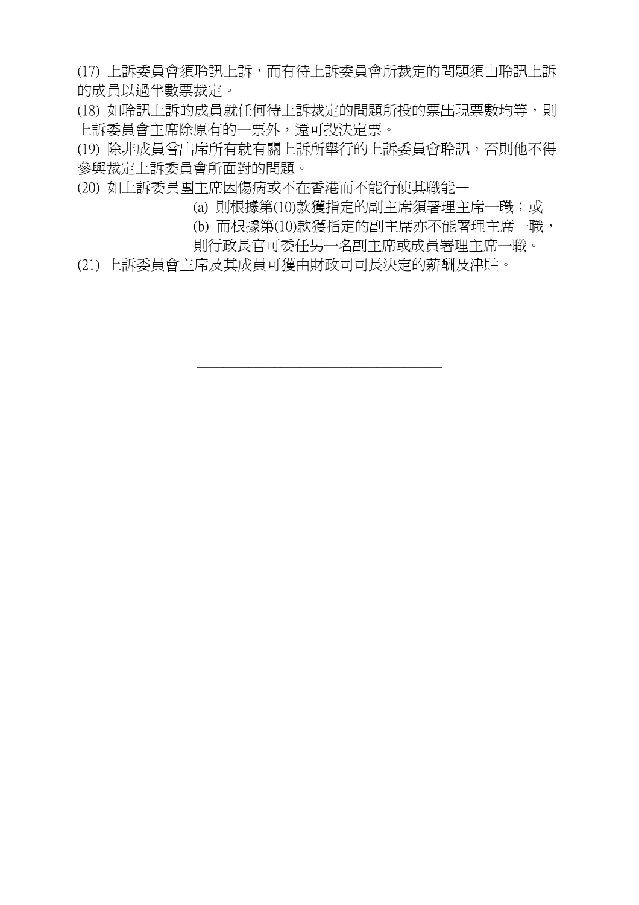(17) 上訴委員會須聆訊上訴，而有待上訴委員會所裁定的問題須由聆訊上訴的成員以過半數票裁定。

(18) 如聆訊上訴的成員就任何待上訴裁定的問題所投的票出現票數均等，則上訴委員會主席除原有的一票外，還可投決定票。

(19) 除非成員曾出席所有就有關上訴所舉行的上訴委員會聆訊，否則他不得參與裁定上訴委員會所面對的問題。

(20) 如上訴委員團主席因傷病或不在香港而不能行使其職能—

  (a) 則根據第(10)款獲指定的副主席須署理主席一職；或

  (b) 而根據第(10)款獲指定的副主席亦不能署理主席一職，則行政長官可委任另一名副主席或成員署理主席一職。

(21) 上訴委員會主席及其成員可獲由財政司司長決定的薪酬及津貼。

---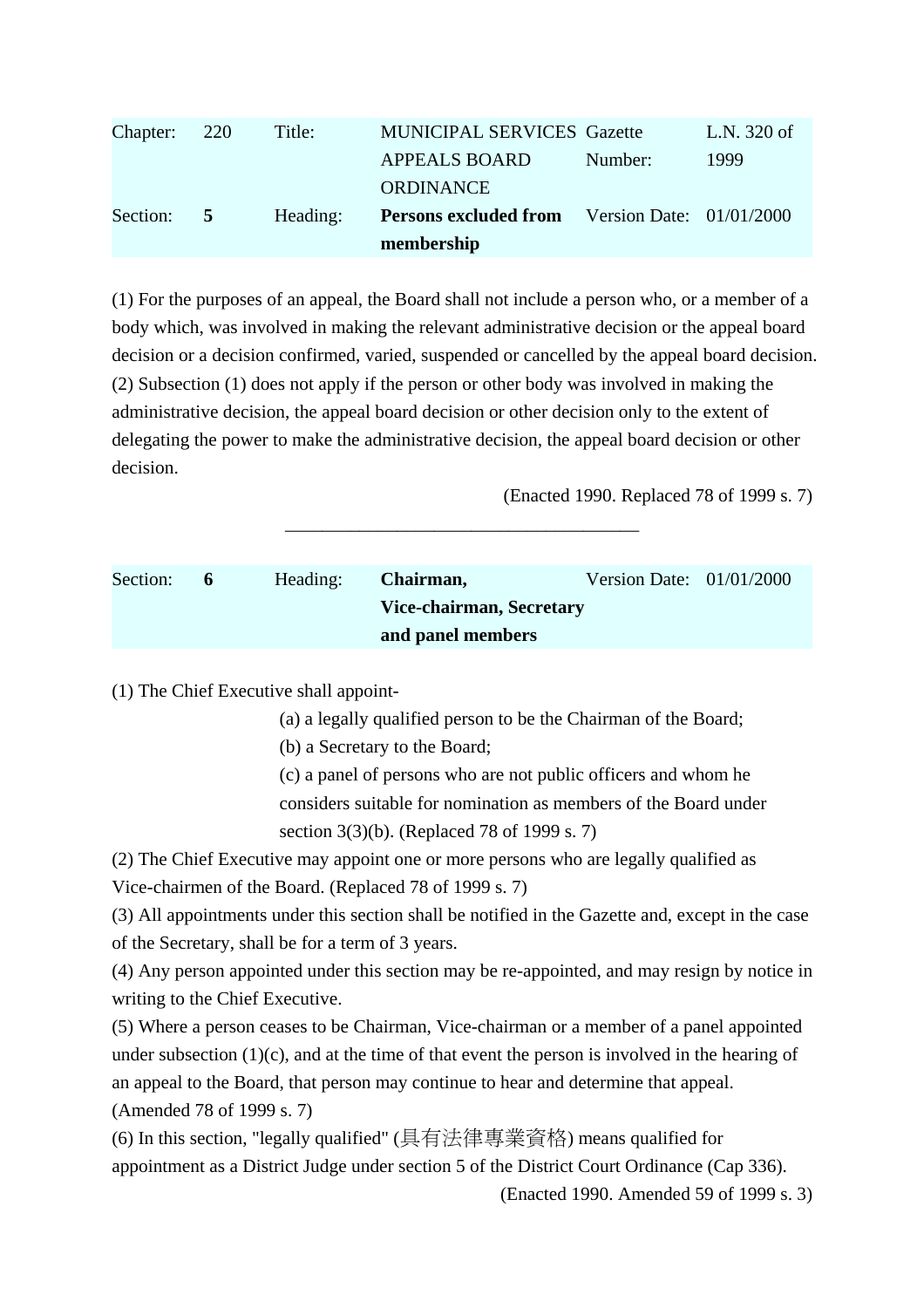| Chapter: | 220 | Title: | MUNICIPAL SERVICES APPEALS BOARD ORDINANCE | Gazette Number: | L.N. 320 of 1999 |
|---|---|---|---|---|---|
| Section: | **5** | Heading: | **Persons excluded from membership** | Version Date: | 01/01/2000 |

(1) For the purposes of an appeal, the Board shall not include a person who, or a member of a body which, was involved in making the relevant administrative decision or the appeal board decision or a decision confirmed, varied, suspended or cancelled by the appeal board decision.
(2) Subsection (1) does not apply if the person or other body was involved in making the administrative decision, the appeal board decision or other decision only to the extent of delegating the power to make the administrative decision, the appeal board decision or other decision.

(Enacted 1990. Replaced 78 of 1999 s. 7)

---

| Section: | **6** | Heading: | **Chairman, Vice-chairman, Secretary and panel members** | Version Date: | 01/01/2000 |
|---|---|---|---|---|---|

(1) The Chief Executive shall appoint-

(a) a legally qualified person to be the Chairman of the Board;
(b) a Secretary to the Board;
(c) a panel of persons who are not public officers and whom he considers suitable for nomination as members of the Board under section 3(3)(b). (Replaced 78 of 1999 s. 7)

(2) The Chief Executive may appoint one or more persons who are legally qualified as Vice-chairmen of the Board. (Replaced 78 of 1999 s. 7)
(3) All appointments under this section shall be notified in the Gazette and, except in the case of the Secretary, shall be for a term of 3 years.
(4) Any person appointed under this section may be re-appointed, and may resign by notice in writing to the Chief Executive.
(5) Where a person ceases to be Chairman, Vice-chairman or a member of a panel appointed under subsection (1)(c), and at the time of that event the person is involved in the hearing of an appeal to the Board, that person may continue to hear and determine that appeal. (Amended 78 of 1999 s. 7)
(6) In this section, "legally qualified" (具有法律專業資格) means qualified for appointment as a District Judge under section 5 of the District Court Ordinance (Cap 336).

(Enacted 1990. Amended 59 of 1999 s. 3)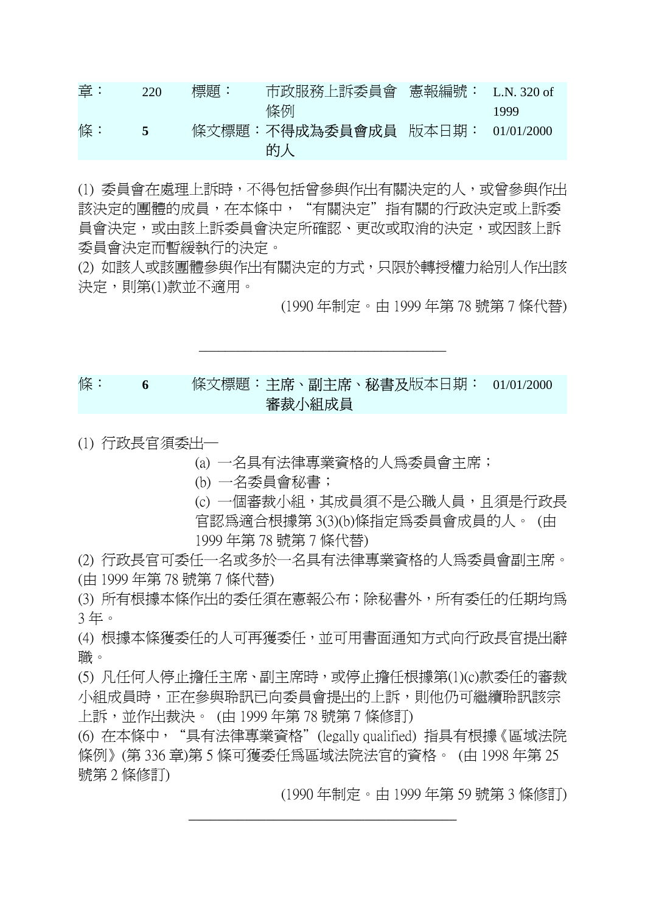| 章： | 220 | 標題： | 市政服務上訴委員會條例 | 憲報編號： | L.N. 320 of 1999 |
| --- | --- | --- | --- | --- | --- |
| 條： | **5** | 條文標題： | **不得成為委員會成員的人** | 版本日期： | 01/01/2000 |

(1) 委員會在處理上訴時，不得包括曾參與作出有關決定的人，或曾參與作出該決定的團體的成員，在本條中，“有關決定”指有關的行政決定或上訴委員會決定，或由該上訴委員會決定所確認、更改或取消的決定，或因該上訴委員會決定而暫緩執行的決定。

(2) 如該人或該團體參與作出有關決定的方式，只限於轉授權力給別人作出該決定，則第(1)款並不適用。

(1990 年制定。由 1999 年第 78 號第 7 條代替)

---

| 條： | **6** | 條文標題： | **主席、副主席、秘書及審裁小組成員** | 版本日期： | 01/01/2000 |
| --- | --- | --- | --- | --- | --- |

(1) 行政長官須委出—

(a) 一名具有法律專業資格的人為委員會主席；

(b) 一名委員會秘書；

(c) 一個審裁小組，其成員須不是公職人員，且須是行政長官認為適合根據第 3(3)(b)條指定為委員會成員的人。 (由 1999 年第 78 號第 7 條代替)

(2) 行政長官可委任一名或多於一名具有法律專業資格的人為委員會副主席。(由 1999 年第 78 號第 7 條代替)

(3) 所有根據本條作出的委任須在憲報公布；除秘書外，所有委任的任期均為 3 年。

(4) 根據本條獲委任的人可再獲委任，並可用書面通知方式向行政長官提出辭職。

(5) 凡任何人停止擔任主席、副主席時，或停止擔任根據第(1)(c)款委任的審裁小組成員時，正在參與聆訊已向委員會提出的上訴，則他仍可繼續聆訊該宗上訴，並作出裁決。 (由 1999 年第 78 號第 7 條修訂)

(6) 在本條中，“具有法律專業資格”(legally qualified) 指具有根據《區域法院條例》(第 336 章)第 5 條可獲委任為區域法院法官的資格。 (由 1998 年第 25 號第 2 條修訂)

(1990 年制定。由 1999 年第 59 號第 3 條修訂)

---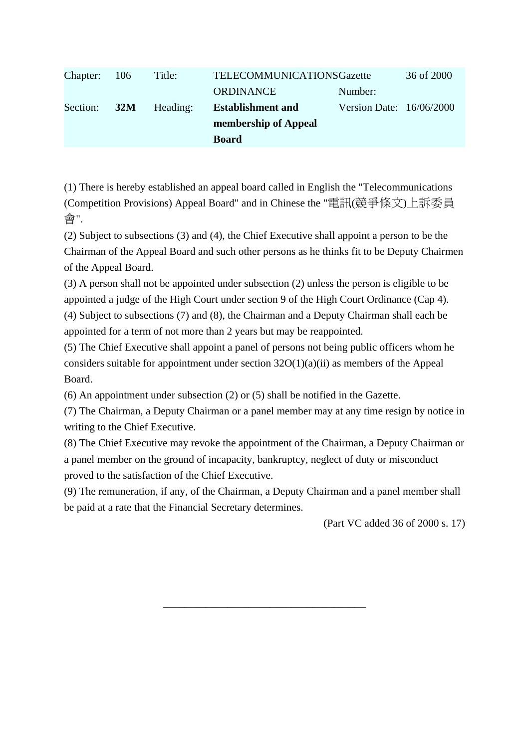| Chapter: | 106 | Title: | TELECOMMUNICATIONS ORDINANCE | Gazette Number: | 36 of 2000 |
| --- | --- | --- | --- | --- | --- |
| Section: | **32M** | Heading: | **Establishment and membership of Appeal Board** | Version Date: | 16/06/2000 |

(1) There is hereby established an appeal board called in English the "Telecommunications (Competition Provisions) Appeal Board" and in Chinese the "電訊(競爭條文)上訴委員會".

(2) Subject to subsections (3) and (4), the Chief Executive shall appoint a person to be the Chairman of the Appeal Board and such other persons as he thinks fit to be Deputy Chairmen of the Appeal Board.

(3) A person shall not be appointed under subsection (2) unless the person is eligible to be appointed a judge of the High Court under section 9 of the High Court Ordinance (Cap 4).

(4) Subject to subsections (7) and (8), the Chairman and a Deputy Chairman shall each be appointed for a term of not more than 2 years but may be reappointed.

(5) The Chief Executive shall appoint a panel of persons not being public officers whom he considers suitable for appointment under section 32O(1)(a)(ii) as members of the Appeal Board.

(6) An appointment under subsection (2) or (5) shall be notified in the Gazette.

(7) The Chairman, a Deputy Chairman or a panel member may at any time resign by notice in writing to the Chief Executive.

(8) The Chief Executive may revoke the appointment of the Chairman, a Deputy Chairman or a panel member on the ground of incapacity, bankruptcy, neglect of duty or misconduct proved to the satisfaction of the Chief Executive.

(9) The remuneration, if any, of the Chairman, a Deputy Chairman and a panel member shall be paid at a rate that the Financial Secretary determines.

(Part VC added 36 of 2000 s. 17)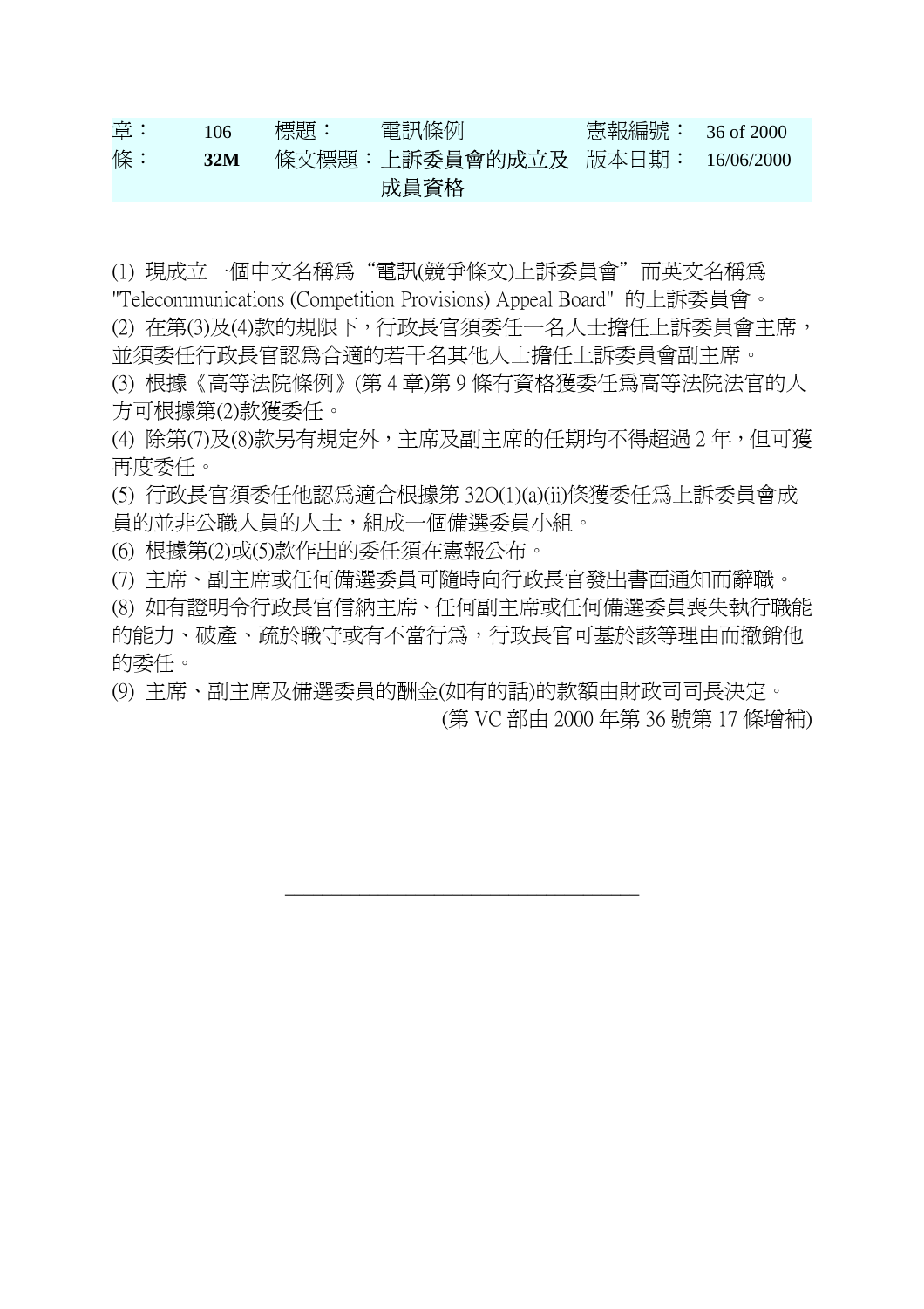| 章： | 106 | 標題： | 電訊條例 | 憲報編號： | 36 of 2000 |
|---|---|---|---|---|---|
| 條： | **32M** | 條文標題： | **上訴委員會的成立及成員資格** | 版本日期： | 16/06/2000 |

(1) 現成立一個中文名稱為“電訊(競爭條文)上訴委員會”而英文名稱為 "Telecommunications (Competition Provisions) Appeal Board" 的上訴委員會。

(2) 在第(3)及(4)款的規限下，行政長官須委任一名人士擔任上訴委員會主席，並須委任行政長官認為合適的若干名其他人士擔任上訴委員會副主席。

(3) 根據《高等法院條例》(第 4 章)第 9 條有資格獲委任為高等法院法官的人方可根據第(2)款獲委任。

(4) 除第(7)及(8)款另有規定外，主席及副主席的任期均不得超過 2 年，但可獲再度委任。

(5) 行政長官須委任他認為適合根據第 32O(1)(a)(ii)條獲委任為上訴委員會成員的並非公職人員的人士，組成一個備選委員小組。

(6) 根據第(2)或(5)款作出的委任須在憲報公布。

(7) 主席、副主席或任何備選委員可隨時向行政長官發出書面通知而辭職。

(8) 如有證明令行政長官信納主席、任何副主席或任何備選委員喪失執行職能的能力、破產、疏於職守或有不當行為，行政長官可基於該等理由而撤銷他的委任。

(9) 主席、副主席及備選委員的酬金(如有的話)的款額由財政司司長決定。

(第 VC 部由 2000 年第 36 號第 17 條增補)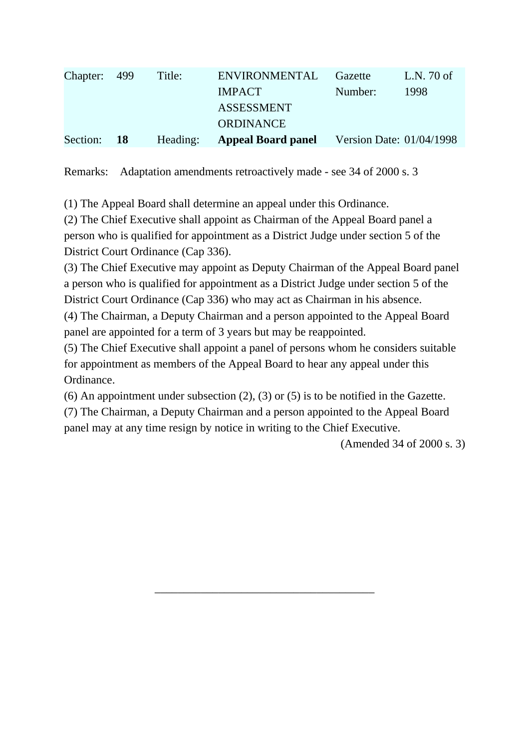| Chapter: | 499 | Title: | ENVIRONMENTAL IMPACT ASSESSMENT ORDINANCE | Gazette Number: | L.N. 70 of 1998 |
|---|---|---|---|---|---|
| Section: | **18** | Heading: | **Appeal Board panel** | Version Date: | 01/04/1998 |

Remarks: Adaptation amendments retroactively made - see 34 of 2000 s. 3

(1) The Appeal Board shall determine an appeal under this Ordinance.

(2) The Chief Executive shall appoint as Chairman of the Appeal Board panel a person who is qualified for appointment as a District Judge under section 5 of the District Court Ordinance (Cap 336).

(3) The Chief Executive may appoint as Deputy Chairman of the Appeal Board panel a person who is qualified for appointment as a District Judge under section 5 of the District Court Ordinance (Cap 336) who may act as Chairman in his absence.

(4) The Chairman, a Deputy Chairman and a person appointed to the Appeal Board panel are appointed for a term of 3 years but may be reappointed.

(5) The Chief Executive shall appoint a panel of persons whom he considers suitable for appointment as members of the Appeal Board to hear any appeal under this Ordinance.

(6) An appointment under subsection (2), (3) or (5) is to be notified in the Gazette.

(7) The Chairman, a Deputy Chairman and a person appointed to the Appeal Board panel may at any time resign by notice in writing to the Chief Executive.

(Amended 34 of 2000 s. 3)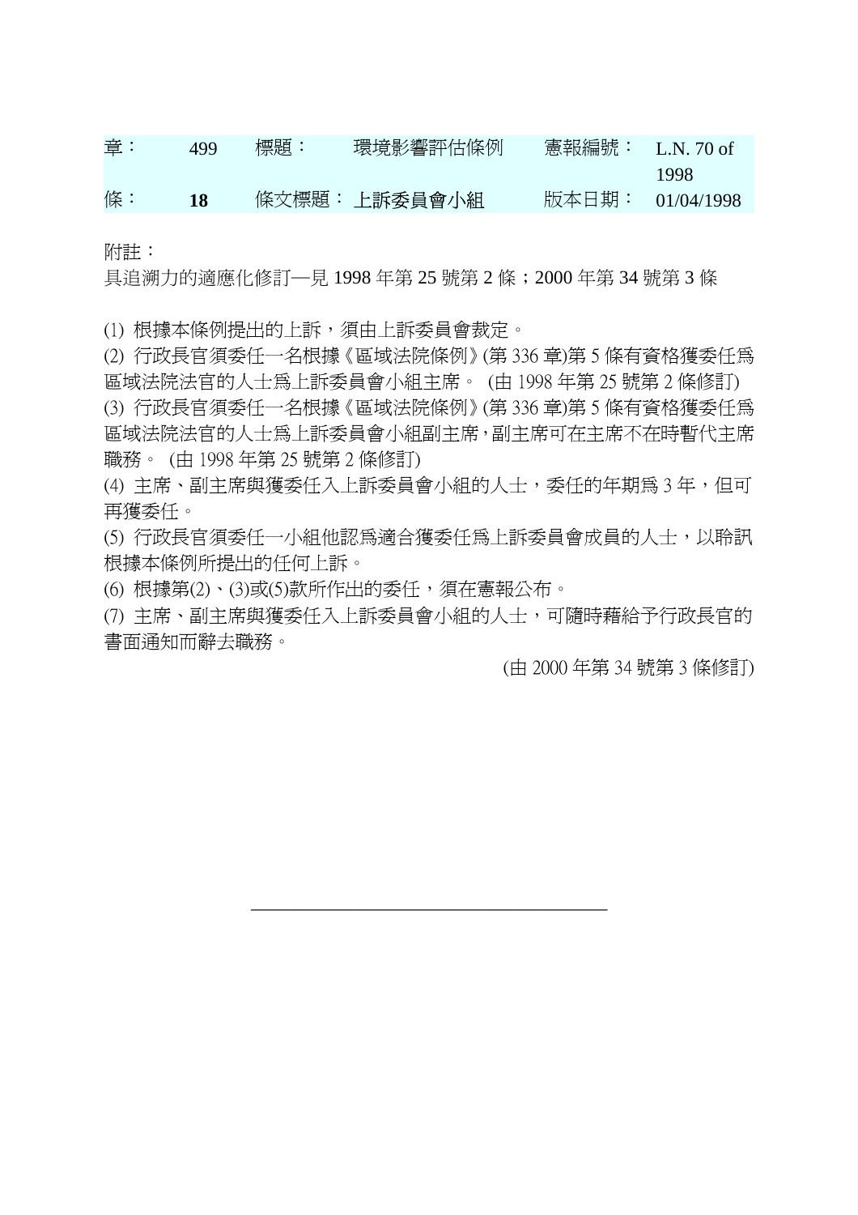| | | | | | |
|---|---|---|---|---|---|
| 章： | 499 | 標題： | 環境影響評估條例 | 憲報編號： | L.N. 70 of 1998 |
| 條： | **18** | 條文標題： | **上訴委員會小組** | 版本日期： | 01/04/1998 |

附註：

具追溯力的適應化修訂—見 1998 年第 25 號第 2 條；2000 年第 34 號第 3 條

(1) 根據本條例提出的上訴，須由上訴委員會裁定。

(2) 行政長官須委任一名根據《區域法院條例》(第 336 章)第 5 條有資格獲委任為區域法院法官的人士為上訴委員會小組主席。 (由 1998 年第 25 號第 2 條修訂)

(3) 行政長官須委任一名根據《區域法院條例》(第 336 章)第 5 條有資格獲委任為區域法院法官的人士為上訴委員會小組副主席，副主席可在主席不在時暫代主席職務。 (由 1998 年第 25 號第 2 條修訂)

(4) 主席、副主席與獲委任入上訴委員會小組的人士，委任的年期為 3 年，但可再獲委任。

(5) 行政長官須委任一小組他認為適合獲委任為上訴委員會成員的人士，以聆訊根據本條例所提出的任何上訴。

(6) 根據第(2)、(3)或(5)款所作出的委任，須在憲報公布。

(7) 主席、副主席與獲委任入上訴委員會小組的人士，可隨時藉給予行政長官的書面通知而辭去職務。

(由 2000 年第 34 號第 3 條修訂)